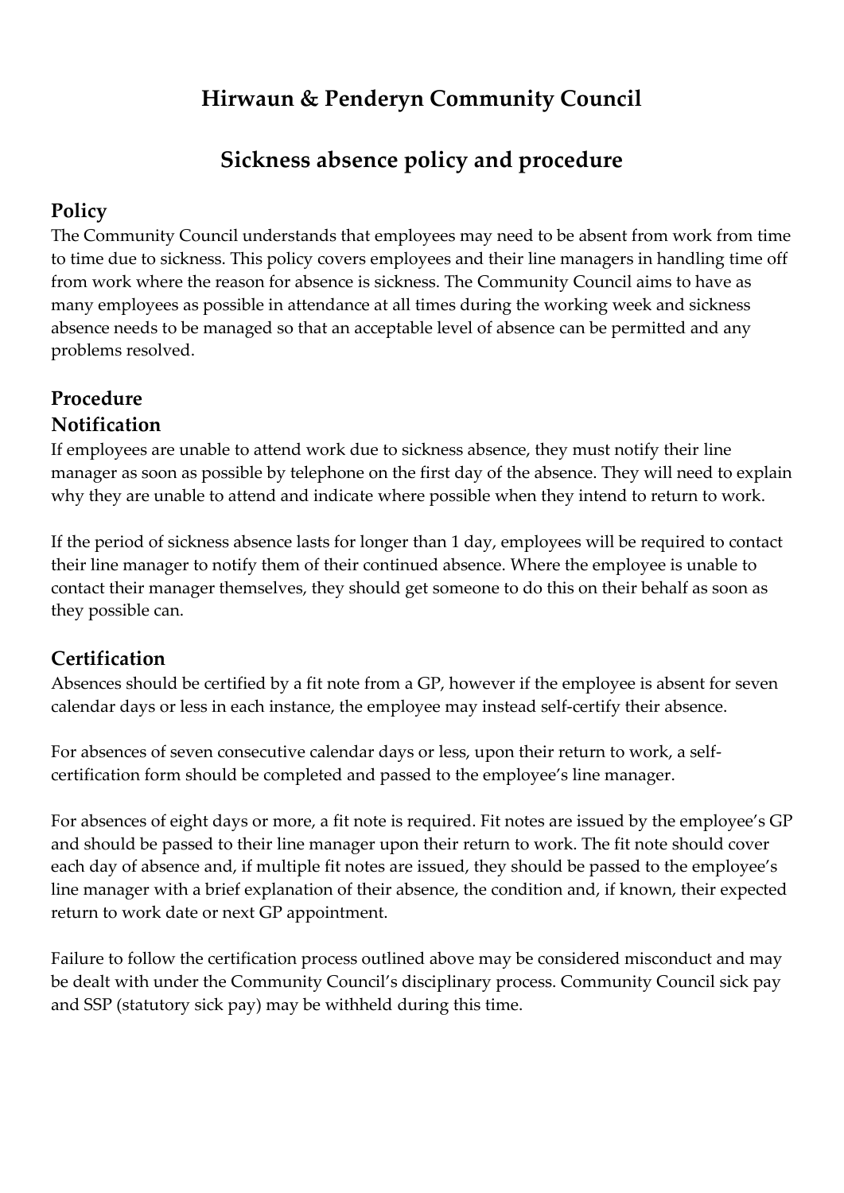# Hirwaun & Penderyn Community Council

# Sickness absence policy and procedure

## Policy

The Community Council understands that employees may need to be absent from work from time to time due to sickness. This policy covers employees and their line managers in handling time off from work where the reason for absence is sickness. The Community Council aims to have as many employees as possible in attendance at all times during the working week and sickness absence needs to be managed so that an acceptable level of absence can be permitted and any problems resolved.

## Procedure

### Notification

If employees are unable to attend work due to sickness absence, they must notify their line manager as soon as possible by telephone on the first day of the absence. They will need to explain why they are unable to attend and indicate where possible when they intend to return to work.

If the period of sickness absence lasts for longer than 1 day, employees will be required to contact their line manager to notify them of their continued absence. Where the employee is unable to contact their manager themselves, they should get someone to do this on their behalf as soon as they possible can.

### Certification

Absences should be certified by a fit note from a GP, however if the employee is absent for seven calendar days or less in each instance, the employee may instead self-certify their absence.

For absences of seven consecutive calendar days or less, upon their return to work, a self-certification form should be completed and passed to the employee's line manager.

For absences of eight days or more, a fit note is required. Fit notes are issued by the employee's GP and should be passed to their line manager upon their return to work. The fit note should cover each day of absence and, if multiple fit notes are issued, they should be passed to the employee's line manager with a brief explanation of their absence, the condition and, if known, their expected return to work date or next GP appointment.

Failure to follow the certification process outlined above may be considered misconduct and may be dealt with under the Community Council's disciplinary process. Community Council sick pay and SSP (statutory sick pay) may be withheld during this time.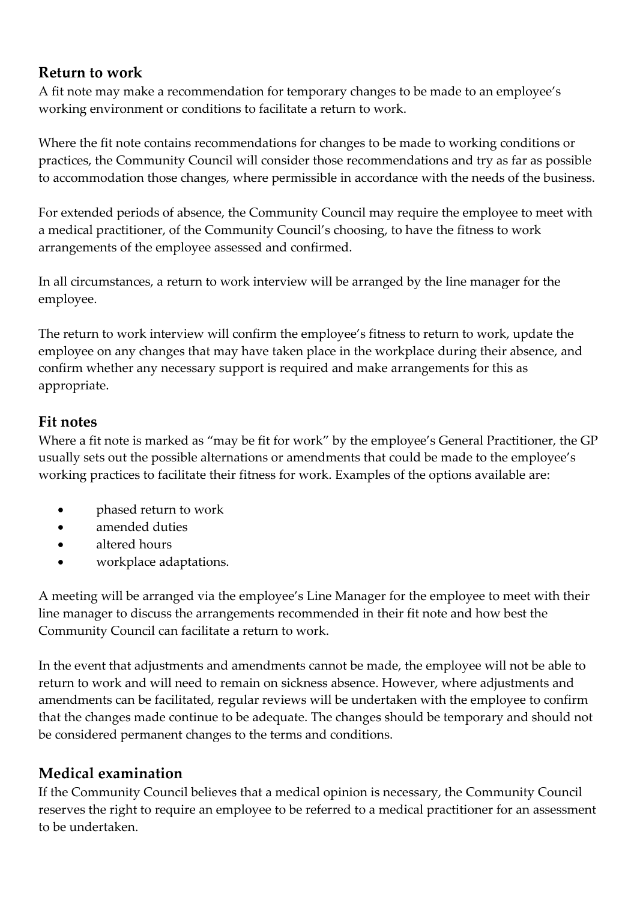## Return to work

A fit note may make a recommendation for temporary changes to be made to an employee's working environment or conditions to facilitate a return to work.

Where the fit note contains recommendations for changes to be made to working conditions or practices, the Community Council will consider those recommendations and try as far as possible to accommodation those changes, where permissible in accordance with the needs of the business.

For extended periods of absence, the Community Council may require the employee to meet with a medical practitioner, of the Community Council's choosing, to have the fitness to work arrangements of the employee assessed and confirmed.

In all circumstances, a return to work interview will be arranged by the line manager for the employee.

The return to work interview will confirm the employee's fitness to return to work, update the employee on any changes that may have taken place in the workplace during their absence, and confirm whether any necessary support is required and make arrangements for this as appropriate.

## Fit notes

Where a fit note is marked as "may be fit for work" by the employee's General Practitioner, the GP usually sets out the possible alternations or amendments that could be made to the employee's working practices to facilitate their fitness for work. Examples of the options available are:

- phased return to work
- amended duties
- altered hours
- workplace adaptations.

A meeting will be arranged via the employee's Line Manager for the employee to meet with their line manager to discuss the arrangements recommended in their fit note and how best the Community Council can facilitate a return to work.

In the event that adjustments and amendments cannot be made, the employee will not be able to return to work and will need to remain on sickness absence. However, where adjustments and amendments can be facilitated, regular reviews will be undertaken with the employee to confirm that the changes made continue to be adequate. The changes should be temporary and should not be considered permanent changes to the terms and conditions.

## Medical examination

If the Community Council believes that a medical opinion is necessary, the Community Council reserves the right to require an employee to be referred to a medical practitioner for an assessment to be undertaken.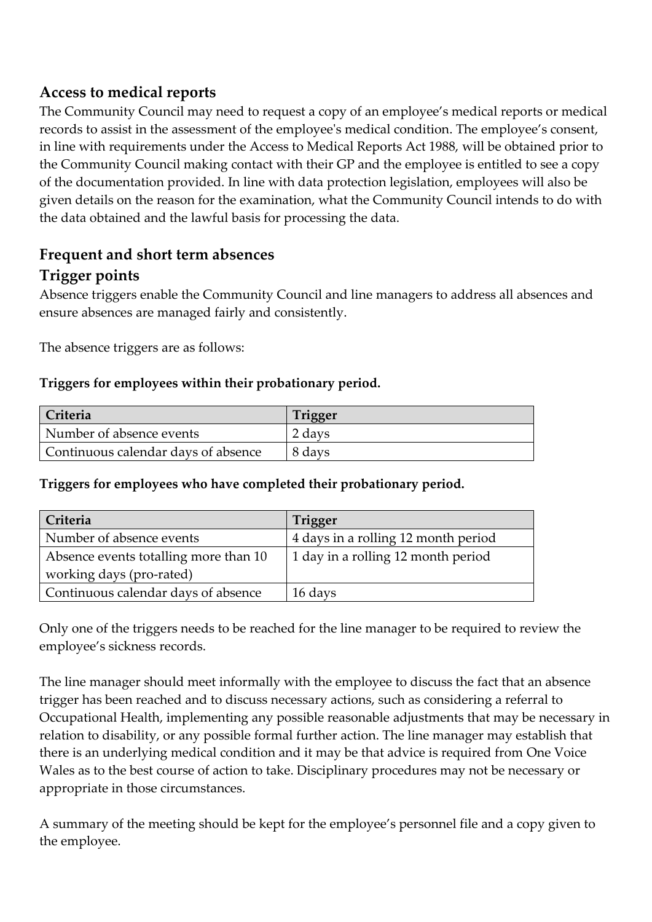## Access to medical reports

The Community Council may need to request a copy of an employee's medical reports or medical records to assist in the assessment of the employee's medical condition. The employee's consent, in line with requirements under the Access to Medical Reports Act 1988, will be obtained prior to the Community Council making contact with their GP and the employee is entitled to see a copy of the documentation provided. In line with data protection legislation, employees will also be given details on the reason for the examination, what the Community Council intends to do with the data obtained and the lawful basis for processing the data.

## Frequent and short term absences

## Trigger points

Absence triggers enable the Community Council and line managers to address all absences and ensure absences are managed fairly and consistently.

The absence triggers are as follows:

**Triggers for employees within their probationary period.**

| Criteria | Trigger |
|---|---|
| Number of absence events | 2 days |
| Continuous calendar days of absence | 8 days |

**Triggers for employees who have completed their probationary period.**

| Criteria | Trigger |
|---|---|
| Number of absence events | 4 days in a rolling 12 month period |
| Absence events totalling more than 10 working days (pro-rated) | 1 day in a rolling 12 month period |
| Continuous calendar days of absence | 16 days |

Only one of the triggers needs to be reached for the line manager to be required to review the employee's sickness records.

The line manager should meet informally with the employee to discuss the fact that an absence trigger has been reached and to discuss necessary actions, such as considering a referral to Occupational Health, implementing any possible reasonable adjustments that may be necessary in relation to disability, or any possible formal further action. The line manager may establish that there is an underlying medical condition and it may be that advice is required from One Voice Wales as to the best course of action to take. Disciplinary procedures may not be necessary or appropriate in those circumstances.

A summary of the meeting should be kept for the employee's personnel file and a copy given to the employee.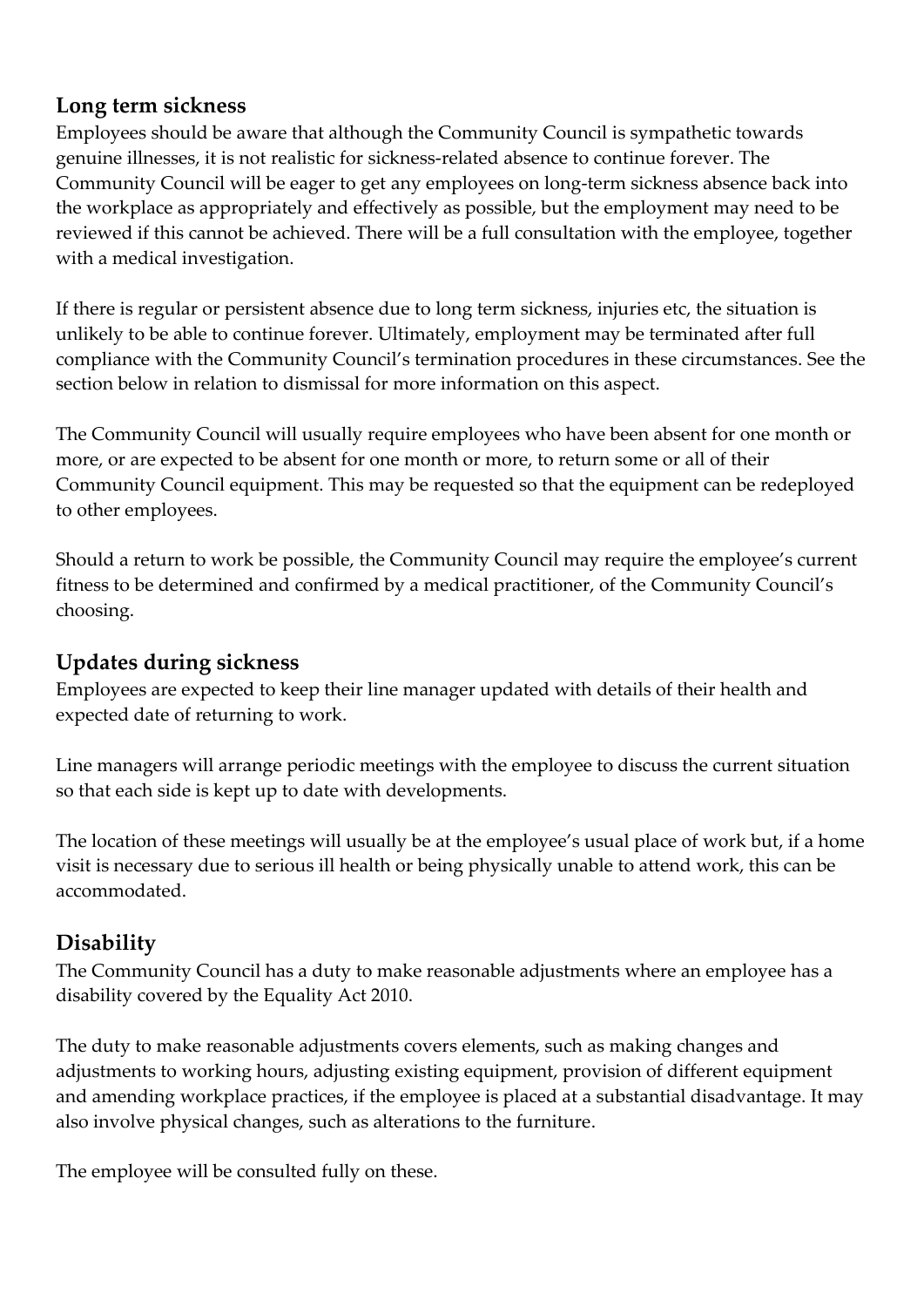## Long term sickness

Employees should be aware that although the Community Council is sympathetic towards genuine illnesses, it is not realistic for sickness-related absence to continue forever. The Community Council will be eager to get any employees on long-term sickness absence back into the workplace as appropriately and effectively as possible, but the employment may need to be reviewed if this cannot be achieved. There will be a full consultation with the employee, together with a medical investigation.

If there is regular or persistent absence due to long term sickness, injuries etc, the situation is unlikely to be able to continue forever. Ultimately, employment may be terminated after full compliance with the Community Council's termination procedures in these circumstances. See the section below in relation to dismissal for more information on this aspect.

The Community Council will usually require employees who have been absent for one month or more, or are expected to be absent for one month or more, to return some or all of their Community Council equipment. This may be requested so that the equipment can be redeployed to other employees.

Should a return to work be possible, the Community Council may require the employee's current fitness to be determined and confirmed by a medical practitioner, of the Community Council's choosing.

## Updates during sickness

Employees are expected to keep their line manager updated with details of their health and expected date of returning to work.

Line managers will arrange periodic meetings with the employee to discuss the current situation so that each side is kept up to date with developments.

The location of these meetings will usually be at the employee's usual place of work but, if a home visit is necessary due to serious ill health or being physically unable to attend work, this can be accommodated.

## Disability

The Community Council has a duty to make reasonable adjustments where an employee has a disability covered by the Equality Act 2010.

The duty to make reasonable adjustments covers elements, such as making changes and adjustments to working hours, adjusting existing equipment, provision of different equipment and amending workplace practices, if the employee is placed at a substantial disadvantage. It may also involve physical changes, such as alterations to the furniture.

The employee will be consulted fully on these.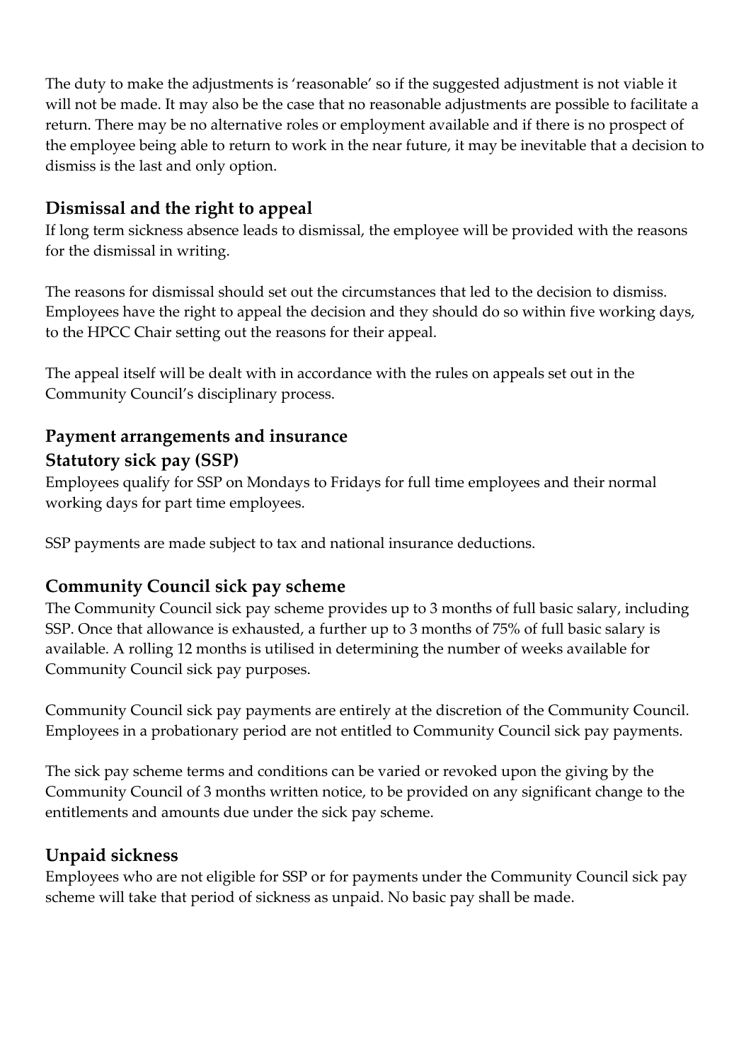The duty to make the adjustments is 'reasonable' so if the suggested adjustment is not viable it will not be made. It may also be the case that no reasonable adjustments are possible to facilitate a return. There may be no alternative roles or employment available and if there is no prospect of the employee being able to return to work in the near future, it may be inevitable that a decision to dismiss is the last and only option.

## Dismissal and the right to appeal

If long term sickness absence leads to dismissal, the employee will be provided with the reasons for the dismissal in writing.

The reasons for dismissal should set out the circumstances that led to the decision to dismiss. Employees have the right to appeal the decision and they should do so within five working days, to the HPCC Chair setting out the reasons for their appeal.

The appeal itself will be dealt with in accordance with the rules on appeals set out in the Community Council's disciplinary process.

## Payment arrangements and insurance

### Statutory sick pay (SSP)

Employees qualify for SSP on Mondays to Fridays for full time employees and their normal working days for part time employees.

SSP payments are made subject to tax and national insurance deductions.

## Community Council sick pay scheme

The Community Council sick pay scheme provides up to 3 months of full basic salary, including SSP. Once that allowance is exhausted, a further up to 3 months of 75% of full basic salary is available. A rolling 12 months is utilised in determining the number of weeks available for Community Council sick pay purposes.

Community Council sick pay payments are entirely at the discretion of the Community Council. Employees in a probationary period are not entitled to Community Council sick pay payments.

The sick pay scheme terms and conditions can be varied or revoked upon the giving by the Community Council of 3 months written notice, to be provided on any significant change to the entitlements and amounts due under the sick pay scheme.

## Unpaid sickness

Employees who are not eligible for SSP or for payments under the Community Council sick pay scheme will take that period of sickness as unpaid. No basic pay shall be made.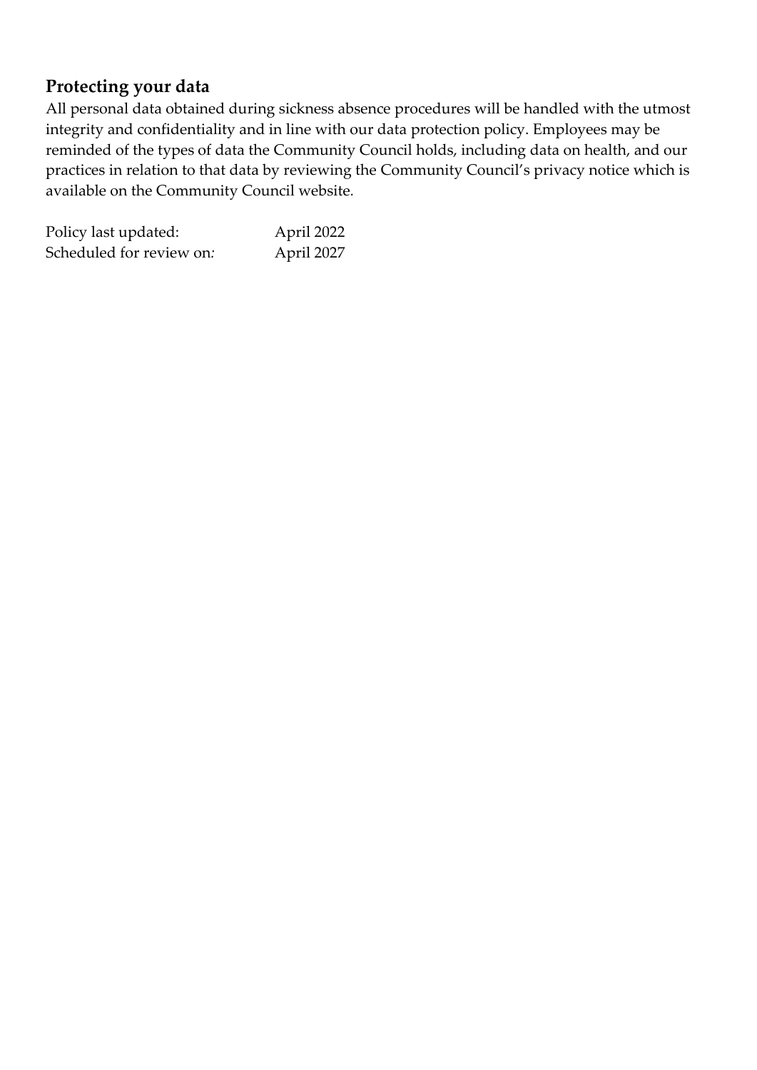## Protecting your data

All personal data obtained during sickness absence procedures will be handled with the utmost integrity and confidentiality and in line with our data protection policy. Employees may be reminded of the types of data the Community Council holds, including data on health, and our practices in relation to that data by reviewing the Community Council's privacy notice which is available on the Community Council website.

| | |
|---|---|
| Policy last updated: | April 2022 |
| Scheduled for review on: | April 2027 |